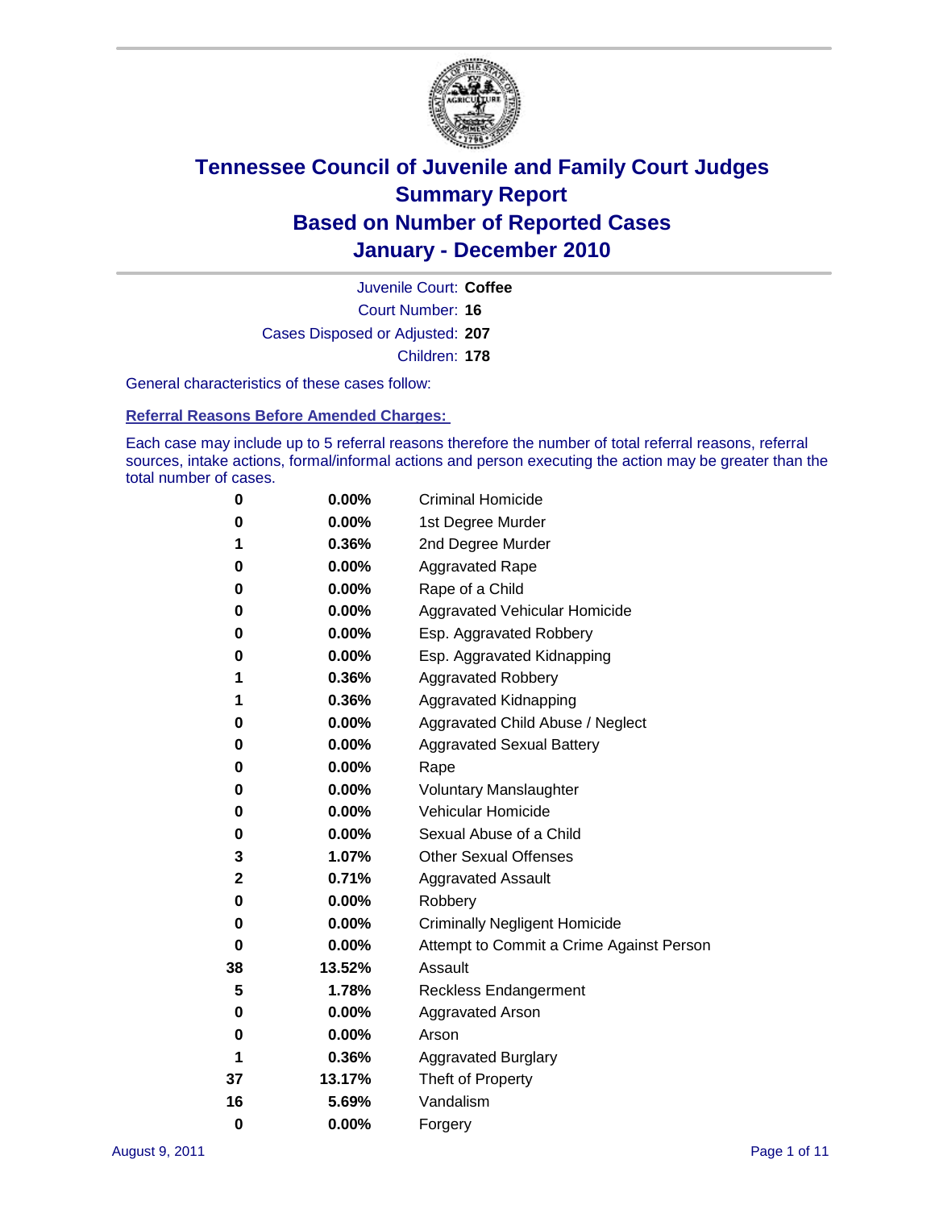# Tennessee Council of Juvenile and Family Court Judges
# Summary Report
# Based on Number of Reported Cases
# January - December 2010

Juvenile Court: **Coffee**

Court Number: **16**

Cases Disposed or Adjusted: **207**

Children: **178**

General characteristics of these cases follow:

**Referral Reasons Before Amended Charges:**

Each case may include up to 5 referral reasons therefore the number of total referral reasons, referral sources, intake actions, formal/informal actions and person executing the action may be greater than the total number of cases.

| Count | Percent | Referral Reason |
|---|---|---|
| 0 | 0.00% | Criminal Homicide |
| 0 | 0.00% | 1st Degree Murder |
| 1 | 0.36% | 2nd Degree Murder |
| 0 | 0.00% | Aggravated Rape |
| 0 | 0.00% | Rape of a Child |
| 0 | 0.00% | Aggravated Vehicular Homicide |
| 0 | 0.00% | Esp. Aggravated Robbery |
| 0 | 0.00% | Esp. Aggravated Kidnapping |
| 1 | 0.36% | Aggravated Robbery |
| 1 | 0.36% | Aggravated Kidnapping |
| 0 | 0.00% | Aggravated Child Abuse / Neglect |
| 0 | 0.00% | Aggravated Sexual Battery |
| 0 | 0.00% | Rape |
| 0 | 0.00% | Voluntary Manslaughter |
| 0 | 0.00% | Vehicular Homicide |
| 0 | 0.00% | Sexual Abuse of a Child |
| 3 | 1.07% | Other Sexual Offenses |
| 2 | 0.71% | Aggravated Assault |
| 0 | 0.00% | Robbery |
| 0 | 0.00% | Criminally Negligent Homicide |
| 0 | 0.00% | Attempt to Commit a Crime Against Person |
| 38 | 13.52% | Assault |
| 5 | 1.78% | Reckless Endangerment |
| 0 | 0.00% | Aggravated Arson |
| 0 | 0.00% | Arson |
| 1 | 0.36% | Aggravated Burglary |
| 37 | 13.17% | Theft of Property |
| 16 | 5.69% | Vandalism |
| 0 | 0.00% | Forgery |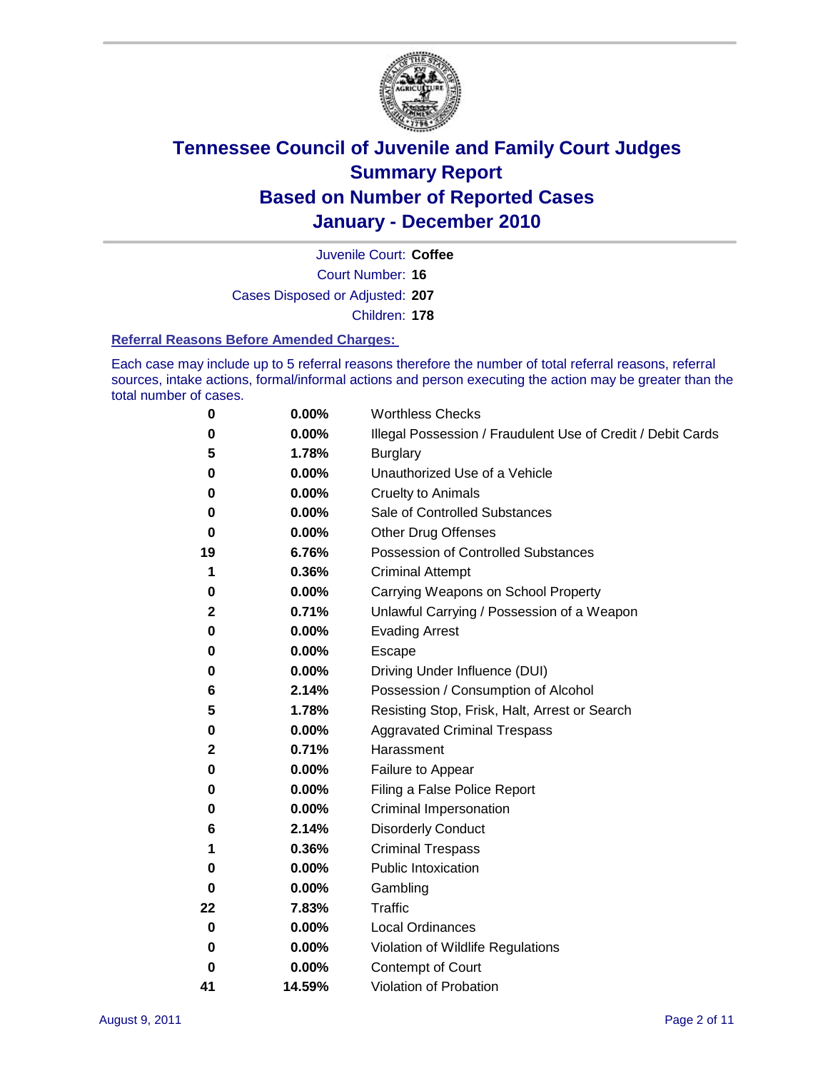# Tennessee Council of Juvenile and Family Court Judges Summary Report Based on Number of Reported Cases January - December 2010

Juvenile Court: **Coffee**

Court Number: **16**

Cases Disposed or Adjusted: **207**

Children: **178**

### Referral Reasons Before Amended Charges:

Each case may include up to 5 referral reasons therefore the number of total referral reasons, referral sources, intake actions, formal/informal actions and person executing the action may be greater than the total number of cases.

| | | |
|---|---|---|
| 0 | 0.00% | Worthless Checks |
| 0 | 0.00% | Illegal Possession / Fraudulent Use of Credit / Debit Cards |
| 5 | 1.78% | Burglary |
| 0 | 0.00% | Unauthorized Use of a Vehicle |
| 0 | 0.00% | Cruelty to Animals |
| 0 | 0.00% | Sale of Controlled Substances |
| 0 | 0.00% | Other Drug Offenses |
| 19 | 6.76% | Possession of Controlled Substances |
| 1 | 0.36% | Criminal Attempt |
| 0 | 0.00% | Carrying Weapons on School Property |
| 2 | 0.71% | Unlawful Carrying / Possession of a Weapon |
| 0 | 0.00% | Evading Arrest |
| 0 | 0.00% | Escape |
| 0 | 0.00% | Driving Under Influence (DUI) |
| 6 | 2.14% | Possession / Consumption of Alcohol |
| 5 | 1.78% | Resisting Stop, Frisk, Halt, Arrest or Search |
| 0 | 0.00% | Aggravated Criminal Trespass |
| 2 | 0.71% | Harassment |
| 0 | 0.00% | Failure to Appear |
| 0 | 0.00% | Filing a False Police Report |
| 0 | 0.00% | Criminal Impersonation |
| 6 | 2.14% | Disorderly Conduct |
| 1 | 0.36% | Criminal Trespass |
| 0 | 0.00% | Public Intoxication |
| 0 | 0.00% | Gambling |
| 22 | 7.83% | Traffic |
| 0 | 0.00% | Local Ordinances |
| 0 | 0.00% | Violation of Wildlife Regulations |
| 0 | 0.00% | Contempt of Court |
| 41 | 14.59% | Violation of Probation |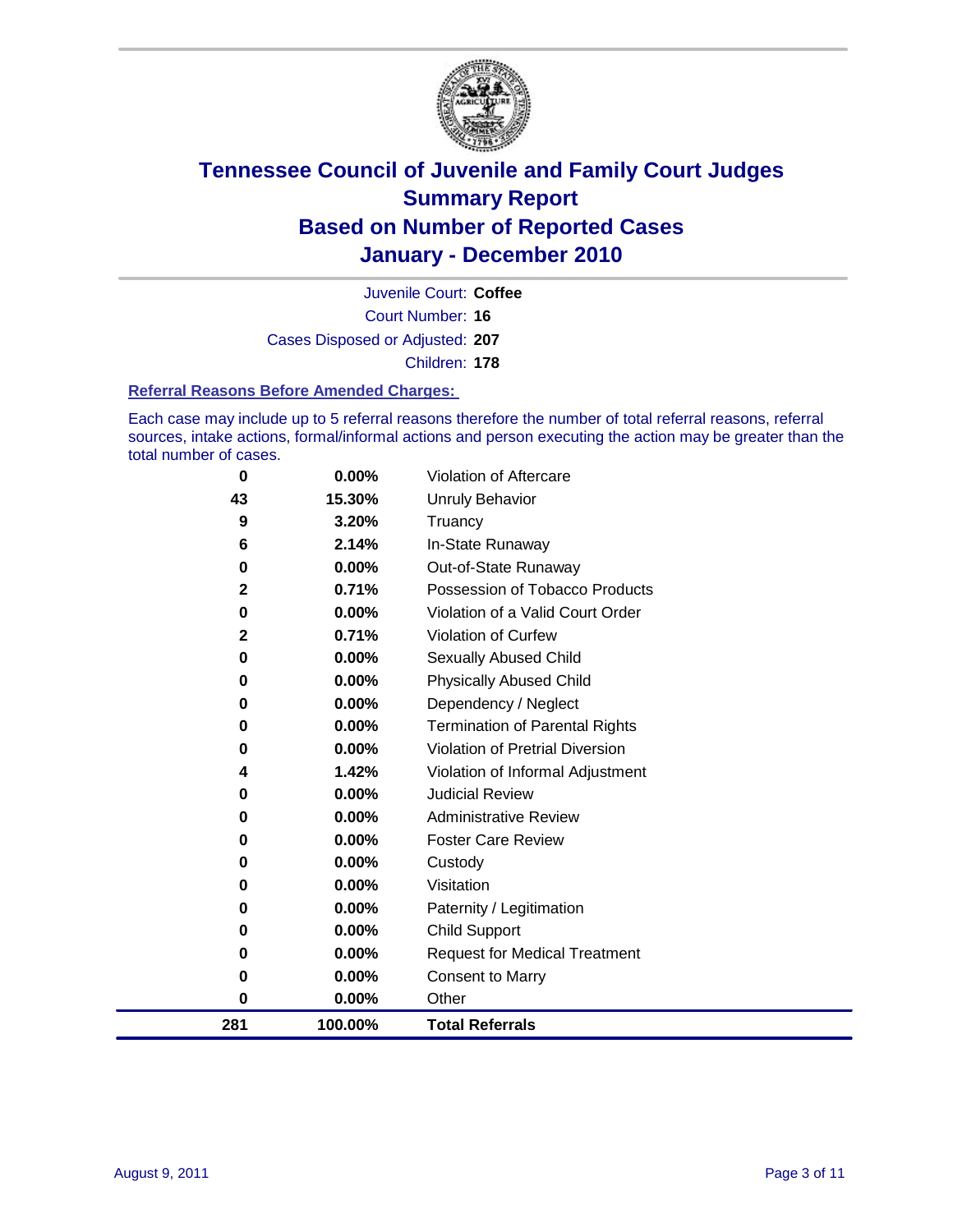# Tennessee Council of Juvenile and Family Court Judges
## Summary Report
## Based on Number of Reported Cases
## January - December 2010

Juvenile Court: **Coffee**

Court Number: **16**

Cases Disposed or Adjusted: **207**

Children: **178**

### Referral Reasons Before Amended Charges:

Each case may include up to 5 referral reasons therefore the number of total referral reasons, referral sources, intake actions, formal/informal actions and person executing the action may be greater than the total number of cases.

| Count | Percent | Referral Reason |
|---|---|---|
| 0 | 0.00% | Violation of Aftercare |
| 43 | 15.30% | Unruly Behavior |
| 9 | 3.20% | Truancy |
| 6 | 2.14% | In-State Runaway |
| 0 | 0.00% | Out-of-State Runaway |
| 2 | 0.71% | Possession of Tobacco Products |
| 0 | 0.00% | Violation of a Valid Court Order |
| 2 | 0.71% | Violation of Curfew |
| 0 | 0.00% | Sexually Abused Child |
| 0 | 0.00% | Physically Abused Child |
| 0 | 0.00% | Dependency / Neglect |
| 0 | 0.00% | Termination of Parental Rights |
| 0 | 0.00% | Violation of Pretrial Diversion |
| 4 | 1.42% | Violation of Informal Adjustment |
| 0 | 0.00% | Judicial Review |
| 0 | 0.00% | Administrative Review |
| 0 | 0.00% | Foster Care Review |
| 0 | 0.00% | Custody |
| 0 | 0.00% | Visitation |
| 0 | 0.00% | Paternity / Legitimation |
| 0 | 0.00% | Child Support |
| 0 | 0.00% | Request for Medical Treatment |
| 0 | 0.00% | Consent to Marry |
| 0 | 0.00% | Other |
| **281** | **100.00%** | **Total Referrals** |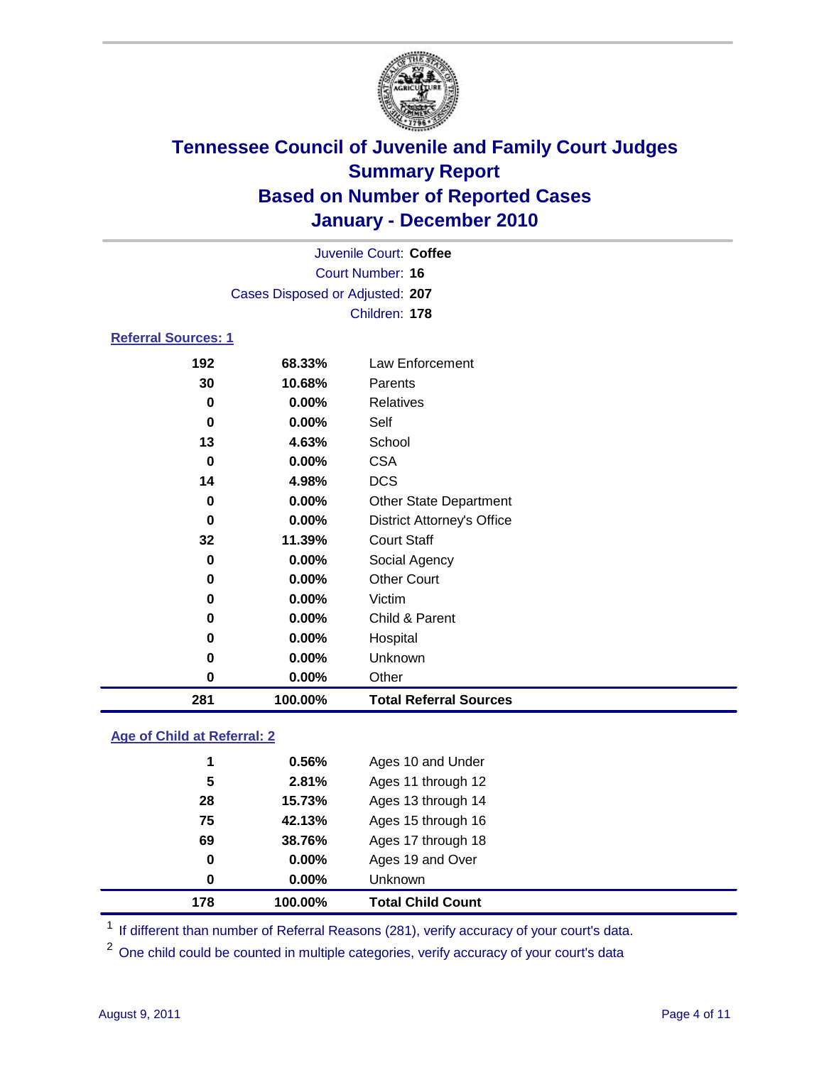# Tennessee Council of Juvenile and Family Court Judges
# Summary Report
# Based on Number of Reported Cases
# January - December 2010

Juvenile Court: **Coffee**
Court Number: **16**
Cases Disposed or Adjusted: **207**
Children: **178**

### Referral Sources: 1

| | | |
|---|---|---|
| 192 | 68.33% | Law Enforcement |
| 30 | 10.68% | Parents |
| 0 | 0.00% | Relatives |
| 0 | 0.00% | Self |
| 13 | 4.63% | School |
| 0 | 0.00% | CSA |
| 14 | 4.98% | DCS |
| 0 | 0.00% | Other State Department |
| 0 | 0.00% | District Attorney's Office |
| 32 | 11.39% | Court Staff |
| 0 | 0.00% | Social Agency |
| 0 | 0.00% | Other Court |
| 0 | 0.00% | Victim |
| 0 | 0.00% | Child & Parent |
| 0 | 0.00% | Hospital |
| 0 | 0.00% | Unknown |
| 0 | 0.00% | Other |
| **281** | **100.00%** | **Total Referral Sources** |

### Age of Child at Referral: 2

| | | |
|---|---|---|
| 1 | 0.56% | Ages 10 and Under |
| 5 | 2.81% | Ages 11 through 12 |
| 28 | 15.73% | Ages 13 through 14 |
| 75 | 42.13% | Ages 15 through 16 |
| 69 | 38.76% | Ages 17 through 18 |
| 0 | 0.00% | Ages 19 and Over |
| 0 | 0.00% | Unknown |
| **178** | **100.00%** | **Total Child Count** |

[1] If different than number of Referral Reasons (281), verify accuracy of your court's data.

[2] One child could be counted in multiple categories, verify accuracy of your court's data

August 9, 2011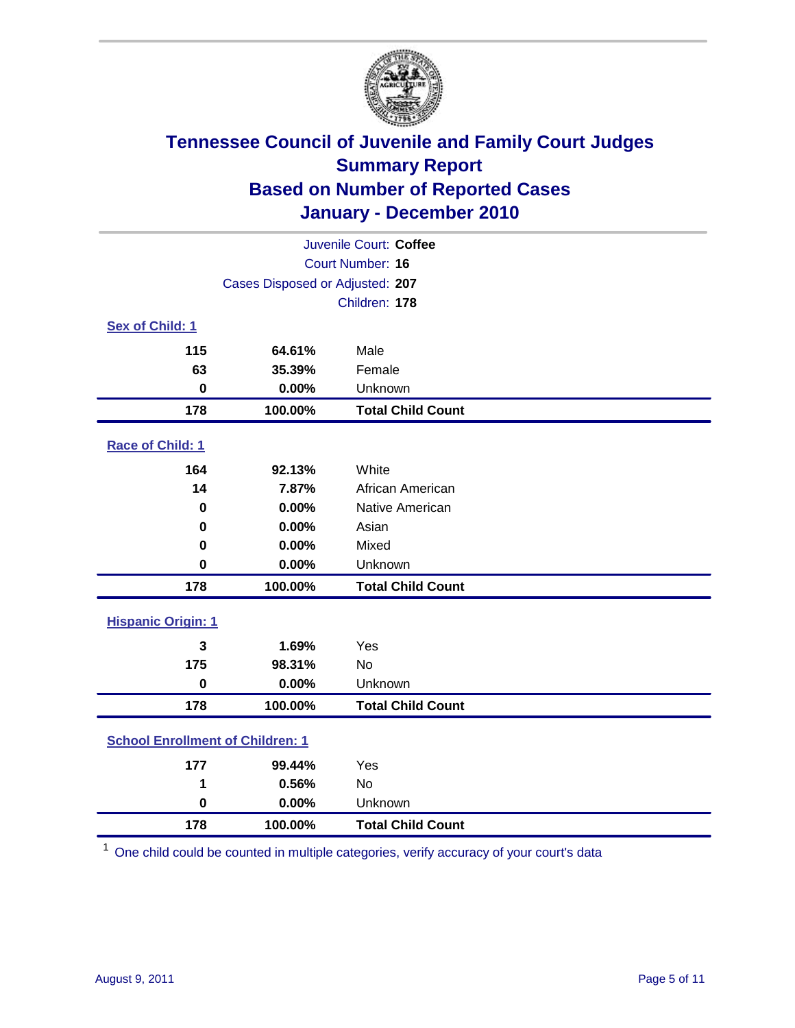# Tennessee Council of Juvenile and Family Court Judges
## Summary Report
## Based on Number of Reported Cases
## January - December 2010

Juvenile Court: **Coffee**
Court Number: **16**
Cases Disposed or Adjusted: **207**
Children: **178**

### Sex of Child: 1

| | | |
|---|---|---|
| 115 | 64.61% | Male |
| 63 | 35.39% | Female |
| 0 | 0.00% | Unknown |
| **178** | **100.00%** | **Total Child Count** |

### Race of Child: 1

| | | |
|---|---|---|
| 164 | 92.13% | White |
| 14 | 7.87% | African American |
| 0 | 0.00% | Native American |
| 0 | 0.00% | Asian |
| 0 | 0.00% | Mixed |
| 0 | 0.00% | Unknown |
| **178** | **100.00%** | **Total Child Count** |

### Hispanic Origin: 1

| | | |
|---|---|---|
| 3 | 1.69% | Yes |
| 175 | 98.31% | No |
| 0 | 0.00% | Unknown |
| **178** | **100.00%** | **Total Child Count** |

### School Enrollment of Children: 1

| | | |
|---|---|---|
| 177 | 99.44% | Yes |
| 1 | 0.56% | No |
| 0 | 0.00% | Unknown |
| **178** | **100.00%** | **Total Child Count** |

[1] One child could be counted in multiple categories, verify accuracy of your court's data

August 9, 2011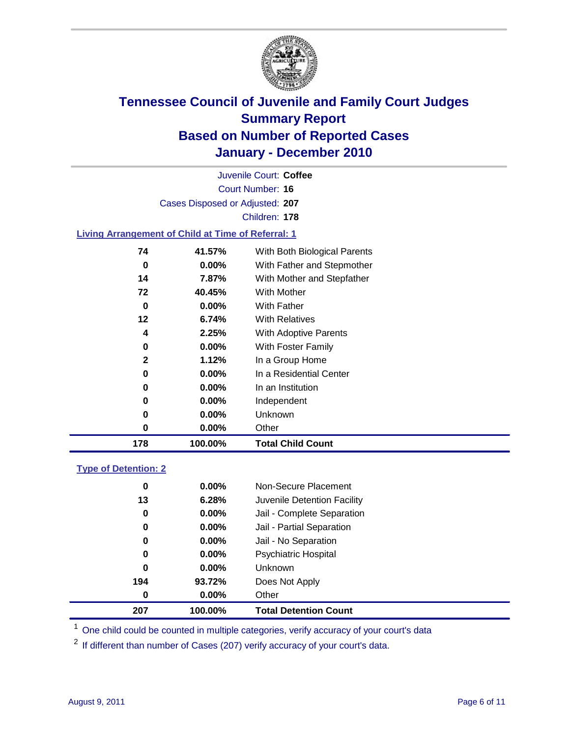# Tennessee Council of Juvenile and Family Court Judges
## Summary Report
## Based on Number of Reported Cases
## January - December 2010

Juvenile Court: **Coffee**
Court Number: **16**
Cases Disposed or Adjusted: **207**
Children: **178**

### Living Arrangement of Child at Time of Referral: 1

| Count | Percent | Category |
|---|---|---|
| 74 | 41.57% | With Both Biological Parents |
| 0 | 0.00% | With Father and Stepmother |
| 14 | 7.87% | With Mother and Stepfather |
| 72 | 40.45% | With Mother |
| 0 | 0.00% | With Father |
| 12 | 6.74% | With Relatives |
| 4 | 2.25% | With Adoptive Parents |
| 0 | 0.00% | With Foster Family |
| 2 | 1.12% | In a Group Home |
| 0 | 0.00% | In a Residential Center |
| 0 | 0.00% | In an Institution |
| 0 | 0.00% | Independent |
| 0 | 0.00% | Unknown |
| 0 | 0.00% | Other |
| **178** | **100.00%** | **Total Child Count** |

### Type of Detention: 2

| Count | Percent | Category |
|---|---|---|
| 0 | 0.00% | Non-Secure Placement |
| 13 | 6.28% | Juvenile Detention Facility |
| 0 | 0.00% | Jail - Complete Separation |
| 0 | 0.00% | Jail - Partial Separation |
| 0 | 0.00% | Jail - No Separation |
| 0 | 0.00% | Psychiatric Hospital |
| 0 | 0.00% | Unknown |
| 194 | 93.72% | Does Not Apply |
| 0 | 0.00% | Other |
| **207** | **100.00%** | **Total Detention Count** |

[1] One child could be counted in multiple categories, verify accuracy of your court's data

[2] If different than number of Cases (207) verify accuracy of your court's data.

August 9, 2011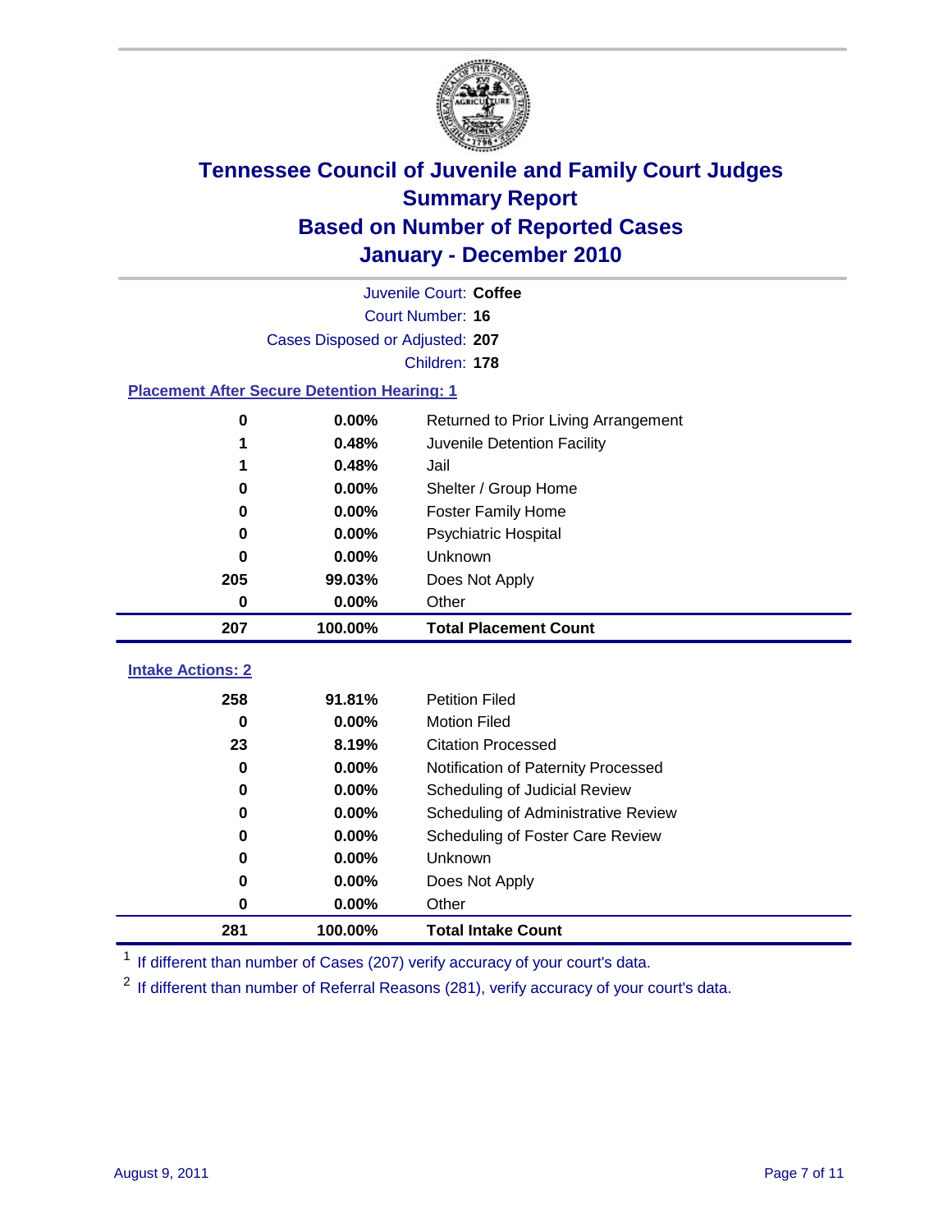# Tennessee Council of Juvenile and Family Court Judges
## Summary Report
## Based on Number of Reported Cases
## January - December 2010

Juvenile Court: **Coffee**
Court Number: **16**
Cases Disposed or Adjusted: **207**
Children: **178**

### Placement After Secure Detention Hearing: 1

| Count | Percent | Placement |
|---|---|---|
| 0 | 0.00% | Returned to Prior Living Arrangement |
| 1 | 0.48% | Juvenile Detention Facility |
| 1 | 0.48% | Jail |
| 0 | 0.00% | Shelter / Group Home |
| 0 | 0.00% | Foster Family Home |
| 0 | 0.00% | Psychiatric Hospital |
| 0 | 0.00% | Unknown |
| 205 | 99.03% | Does Not Apply |
| 0 | 0.00% | Other |
| **207** | **100.00%** | **Total Placement Count** |

### Intake Actions: 2

| Count | Percent | Intake Action |
|---|---|---|
| 258 | 91.81% | Petition Filed |
| 0 | 0.00% | Motion Filed |
| 23 | 8.19% | Citation Processed |
| 0 | 0.00% | Notification of Paternity Processed |
| 0 | 0.00% | Scheduling of Judicial Review |
| 0 | 0.00% | Scheduling of Administrative Review |
| 0 | 0.00% | Scheduling of Foster Care Review |
| 0 | 0.00% | Unknown |
| 0 | 0.00% | Does Not Apply |
| 0 | 0.00% | Other |
| **281** | **100.00%** | **Total Intake Count** |

[1] If different than number of Cases (207) verify accuracy of your court's data.

[2] If different than number of Referral Reasons (281), verify accuracy of your court's data.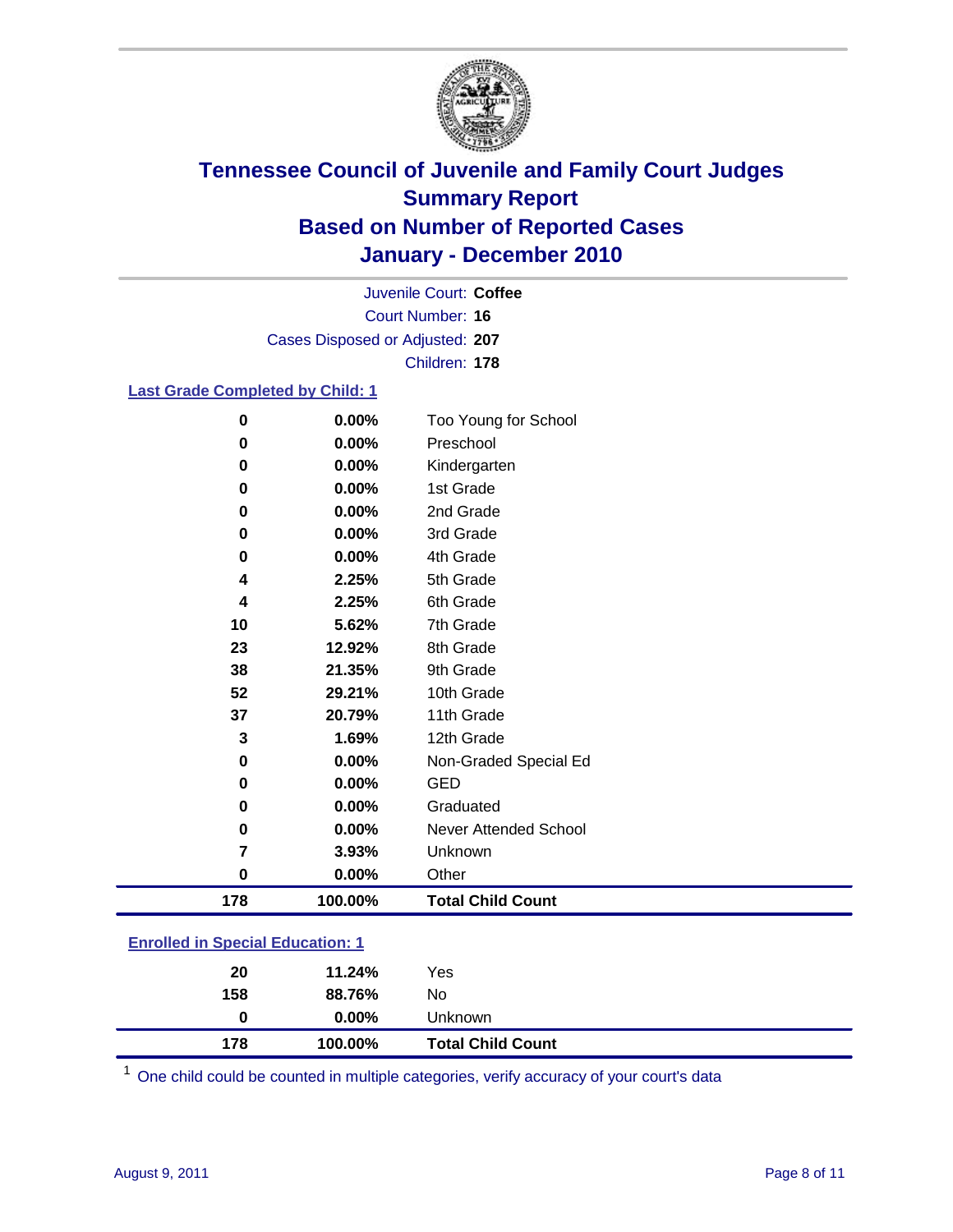# Tennessee Council of Juvenile and Family Court Judges
## Summary Report
## Based on Number of Reported Cases
## January - December 2010

Juvenile Court: **Coffee**
Court Number: **16**
Cases Disposed or Adjusted: **207**
Children: **178**

### Last Grade Completed by Child: 1

| Count | Percent | Category |
|---|---|---|
| 0 | 0.00% | Too Young for School |
| 0 | 0.00% | Preschool |
| 0 | 0.00% | Kindergarten |
| 0 | 0.00% | 1st Grade |
| 0 | 0.00% | 2nd Grade |
| 0 | 0.00% | 3rd Grade |
| 0 | 0.00% | 4th Grade |
| 4 | 2.25% | 5th Grade |
| 4 | 2.25% | 6th Grade |
| 10 | 5.62% | 7th Grade |
| 23 | 12.92% | 8th Grade |
| 38 | 21.35% | 9th Grade |
| 52 | 29.21% | 10th Grade |
| 37 | 20.79% | 11th Grade |
| 3 | 1.69% | 12th Grade |
| 0 | 0.00% | Non-Graded Special Ed |
| 0 | 0.00% | GED |
| 0 | 0.00% | Graduated |
| 0 | 0.00% | Never Attended School |
| 7 | 3.93% | Unknown |
| 0 | 0.00% | Other |
| **178** | **100.00%** | **Total Child Count** |

### Enrolled in Special Education: 1

| Count | Percent | Category |
|---|---|---|
| 20 | 11.24% | Yes |
| 158 | 88.76% | No |
| 0 | 0.00% | Unknown |
| **178** | **100.00%** | **Total Child Count** |

[1] One child could be counted in multiple categories, verify accuracy of your court's data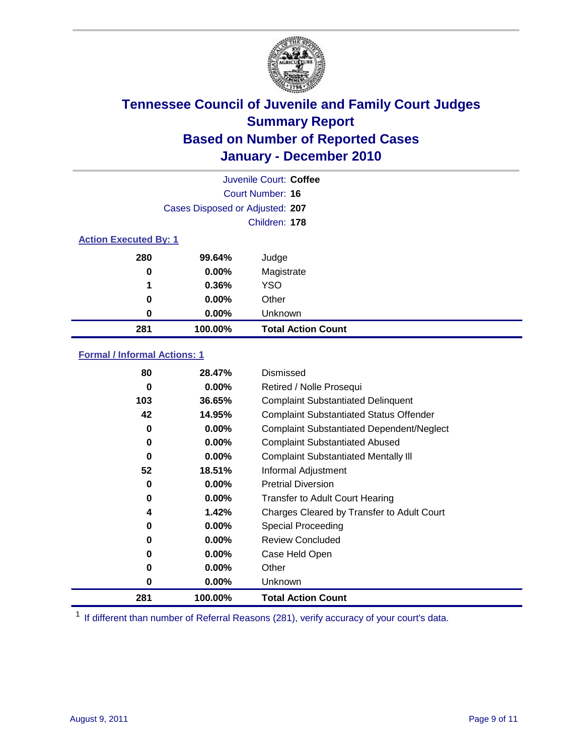# Tennessee Council of Juvenile and Family Court Judges
## Summary Report
## Based on Number of Reported Cases
## January - December 2010

Juvenile Court: **Coffee**

Court Number: **16**

Cases Disposed or Adjusted: **207**

Children: **178**

### Action Executed By: 1

| | | |
|---|---|---|
| 280 | 99.64% | Judge |
| 0 | 0.00% | Magistrate |
| 1 | 0.36% | YSO |
| 0 | 0.00% | Other |
| 0 | 0.00% | Unknown |
| **281** | **100.00%** | **Total Action Count** |

### Formal / Informal Actions: 1

| | | |
|---|---|---|
| 80 | 28.47% | Dismissed |
| 0 | 0.00% | Retired / Nolle Prosequi |
| 103 | 36.65% | Complaint Substantiated Delinquent |
| 42 | 14.95% | Complaint Substantiated Status Offender |
| 0 | 0.00% | Complaint Substantiated Dependent/Neglect |
| 0 | 0.00% | Complaint Substantiated Abused |
| 0 | 0.00% | Complaint Substantiated Mentally Ill |
| 52 | 18.51% | Informal Adjustment |
| 0 | 0.00% | Pretrial Diversion |
| 0 | 0.00% | Transfer to Adult Court Hearing |
| 4 | 1.42% | Charges Cleared by Transfer to Adult Court |
| 0 | 0.00% | Special Proceeding |
| 0 | 0.00% | Review Concluded |
| 0 | 0.00% | Case Held Open |
| 0 | 0.00% | Other |
| 0 | 0.00% | Unknown |
| **281** | **100.00%** | **Total Action Count** |

[1] If different than number of Referral Reasons (281), verify accuracy of your court's data.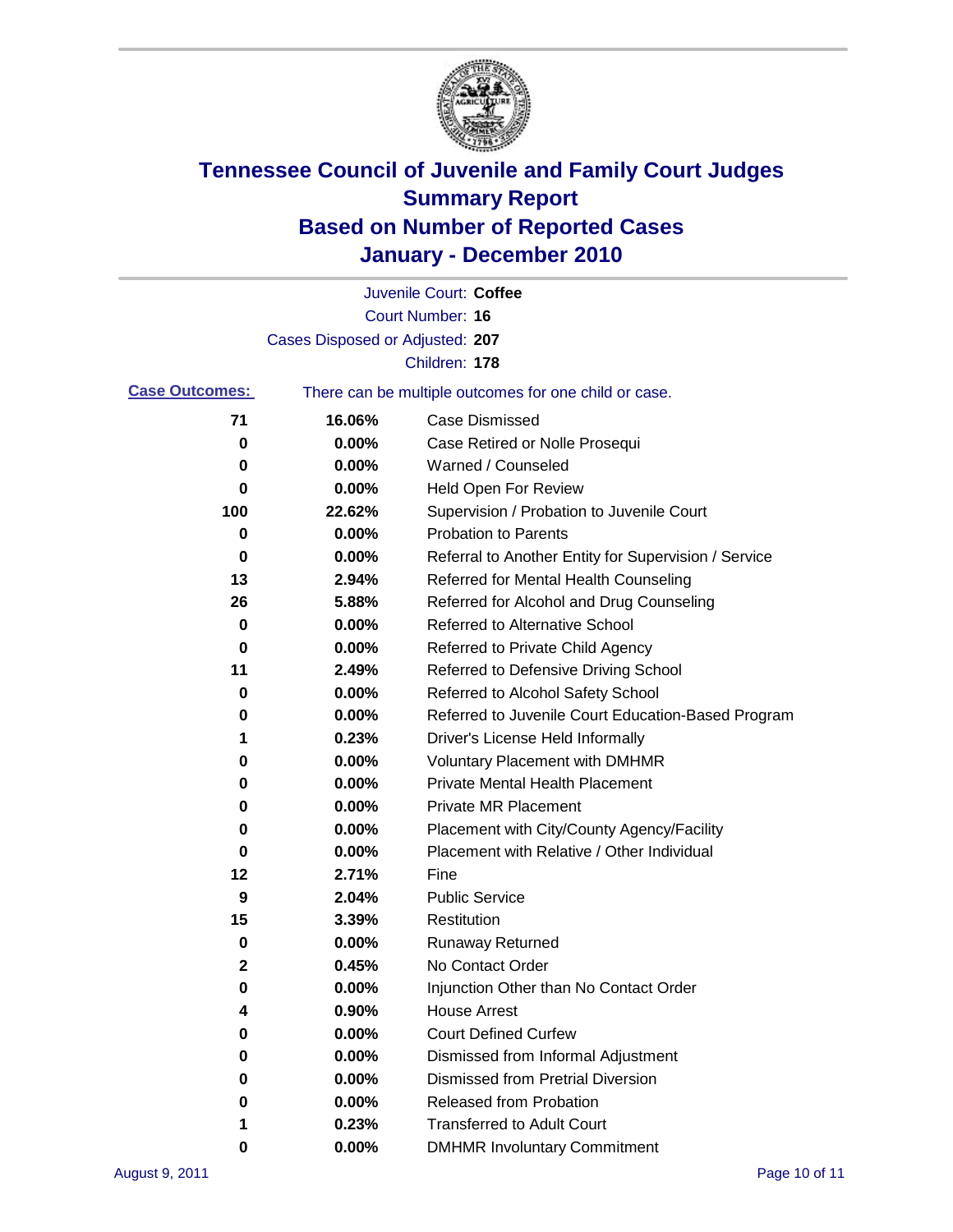# Tennessee Council of Juvenile and Family Court Judges
## Summary Report
## Based on Number of Reported Cases
## January - December 2010

Juvenile Court: **Coffee**

Court Number: **16**

Cases Disposed or Adjusted: **207**

Children: **178**

**Case Outcomes:** There can be multiple outcomes for one child or case.

| | | |
|---|---|---|
| 71 | 16.06% | Case Dismissed |
| 0 | 0.00% | Case Retired or Nolle Prosequi |
| 0 | 0.00% | Warned / Counseled |
| 0 | 0.00% | Held Open For Review |
| 100 | 22.62% | Supervision / Probation to Juvenile Court |
| 0 | 0.00% | Probation to Parents |
| 0 | 0.00% | Referral to Another Entity for Supervision / Service |
| 13 | 2.94% | Referred for Mental Health Counseling |
| 26 | 5.88% | Referred for Alcohol and Drug Counseling |
| 0 | 0.00% | Referred to Alternative School |
| 0 | 0.00% | Referred to Private Child Agency |
| 11 | 2.49% | Referred to Defensive Driving School |
| 0 | 0.00% | Referred to Alcohol Safety School |
| 0 | 0.00% | Referred to Juvenile Court Education-Based Program |
| 1 | 0.23% | Driver's License Held Informally |
| 0 | 0.00% | Voluntary Placement with DMHMR |
| 0 | 0.00% | Private Mental Health Placement |
| 0 | 0.00% | Private MR Placement |
| 0 | 0.00% | Placement with City/County Agency/Facility |
| 0 | 0.00% | Placement with Relative / Other Individual |
| 12 | 2.71% | Fine |
| 9 | 2.04% | Public Service |
| 15 | 3.39% | Restitution |
| 0 | 0.00% | Runaway Returned |
| 2 | 0.45% | No Contact Order |
| 0 | 0.00% | Injunction Other than No Contact Order |
| 4 | 0.90% | House Arrest |
| 0 | 0.00% | Court Defined Curfew |
| 0 | 0.00% | Dismissed from Informal Adjustment |
| 0 | 0.00% | Dismissed from Pretrial Diversion |
| 0 | 0.00% | Released from Probation |
| 1 | 0.23% | Transferred to Adult Court |
| 0 | 0.00% | DMHMR Involuntary Commitment |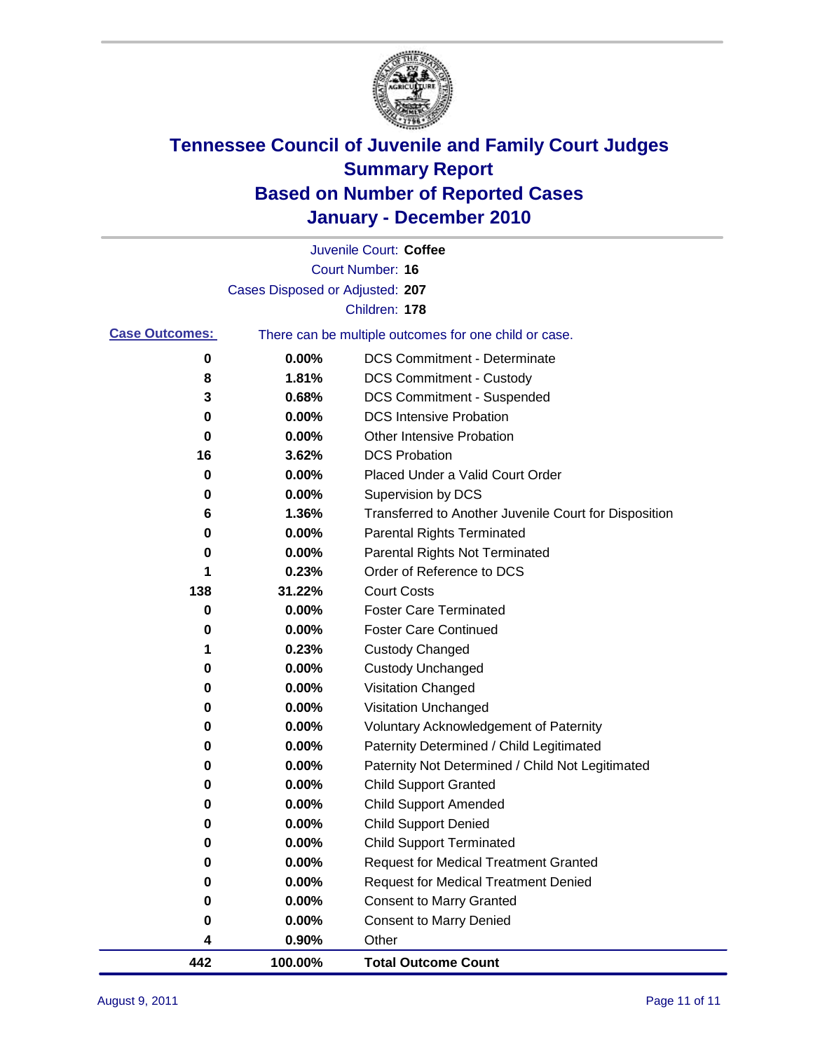# Tennessee Council of Juvenile and Family Court Judges
## Summary Report
## Based on Number of Reported Cases
## January - December 2010

Juvenile Court: **Coffee**

Court Number: **16**

Cases Disposed or Adjusted: **207**

Children: **178**

**Case Outcomes:** There can be multiple outcomes for one child or case.

| | | |
|---|---|---|
| 0 | 0.00% | DCS Commitment - Determinate |
| 8 | 1.81% | DCS Commitment - Custody |
| 3 | 0.68% | DCS Commitment - Suspended |
| 0 | 0.00% | DCS Intensive Probation |
| 0 | 0.00% | Other Intensive Probation |
| 16 | 3.62% | DCS Probation |
| 0 | 0.00% | Placed Under a Valid Court Order |
| 0 | 0.00% | Supervision by DCS |
| 6 | 1.36% | Transferred to Another Juvenile Court for Disposition |
| 0 | 0.00% | Parental Rights Terminated |
| 0 | 0.00% | Parental Rights Not Terminated |
| 1 | 0.23% | Order of Reference to DCS |
| 138 | 31.22% | Court Costs |
| 0 | 0.00% | Foster Care Terminated |
| 0 | 0.00% | Foster Care Continued |
| 1 | 0.23% | Custody Changed |
| 0 | 0.00% | Custody Unchanged |
| 0 | 0.00% | Visitation Changed |
| 0 | 0.00% | Visitation Unchanged |
| 0 | 0.00% | Voluntary Acknowledgement of Paternity |
| 0 | 0.00% | Paternity Determined / Child Legitimated |
| 0 | 0.00% | Paternity Not Determined / Child Not Legitimated |
| 0 | 0.00% | Child Support Granted |
| 0 | 0.00% | Child Support Amended |
| 0 | 0.00% | Child Support Denied |
| 0 | 0.00% | Child Support Terminated |
| 0 | 0.00% | Request for Medical Treatment Granted |
| 0 | 0.00% | Request for Medical Treatment Denied |
| 0 | 0.00% | Consent to Marry Granted |
| 0 | 0.00% | Consent to Marry Denied |
| 4 | 0.90% | Other |
| **442** | **100.00%** | **Total Outcome Count** |